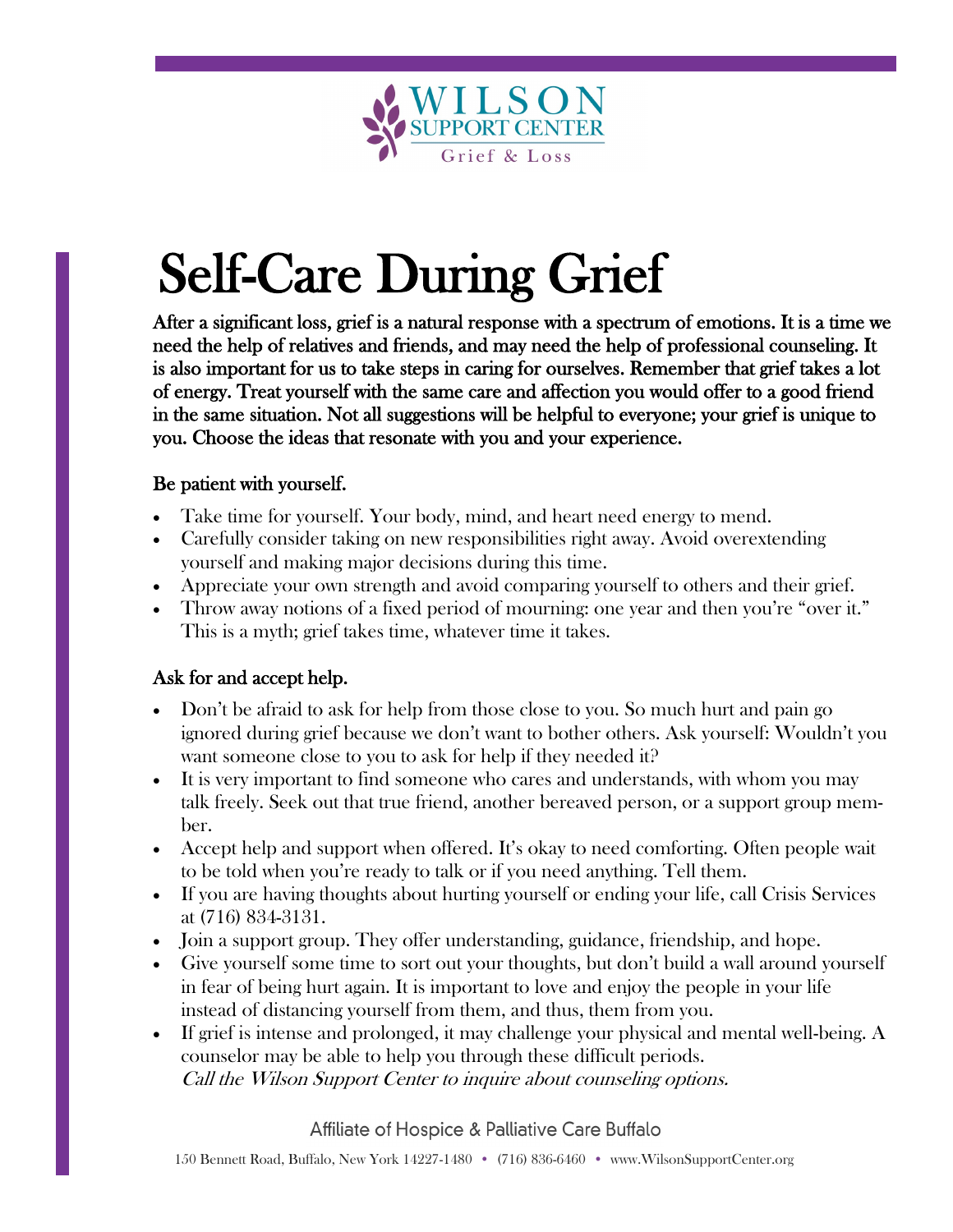WILSON SUPPORT CENTER
Grief & Loss

# Self-Care During Grief

**After a significant loss, grief is a natural response with a spectrum of emotions. It is a time we need the help of relatives and friends, and may need the help of professional counseling. It is also important for us to take steps in caring for ourselves. Remember that grief takes a lot of energy. Treat yourself with the same care and affection you would offer to a good friend in the same situation. Not all suggestions will be helpful to everyone; your grief is unique to you. Choose the ideas that resonate with you and your experience.**

## Be patient with yourself.

- Take time for yourself. Your body, mind, and heart need energy to mend.
- Carefully consider taking on new responsibilities right away. Avoid overextending yourself and making major decisions during this time.
- Appreciate your own strength and avoid comparing yourself to others and their grief.
- Throw away notions of a fixed period of mourning: one year and then you're "over it." This is a myth; grief takes time, whatever time it takes.

## Ask for and accept help.

- Don't be afraid to ask for help from those close to you. So much hurt and pain go ignored during grief because we don't want to bother others. Ask yourself: Wouldn't you want someone close to you to ask for help if they needed it?
- It is very important to find someone who cares and understands, with whom you may talk freely. Seek out that true friend, another bereaved person, or a support group member.
- Accept help and support when offered. It's okay to need comforting. Often people wait to be told when you're ready to talk or if you need anything. Tell them.
- If you are having thoughts about hurting yourself or ending your life, call Crisis Services at (716) 834-3131.
- Join a support group. They offer understanding, guidance, friendship, and hope.
- Give yourself some time to sort out your thoughts, but don't build a wall around yourself in fear of being hurt again. It is important to love and enjoy the people in your life instead of distancing yourself from them, and thus, them from you.
- If grief is intense and prolonged, it may challenge your physical and mental well-being. A counselor may be able to help you through these difficult periods.
  *Call the Wilson Support Center to inquire about counseling options.*

Affiliate of Hospice & Palliative Care Buffalo

150 Bennett Road, Buffalo, New York 14227-1480 • (716) 836-6460 • www.WilsonSupportCenter.org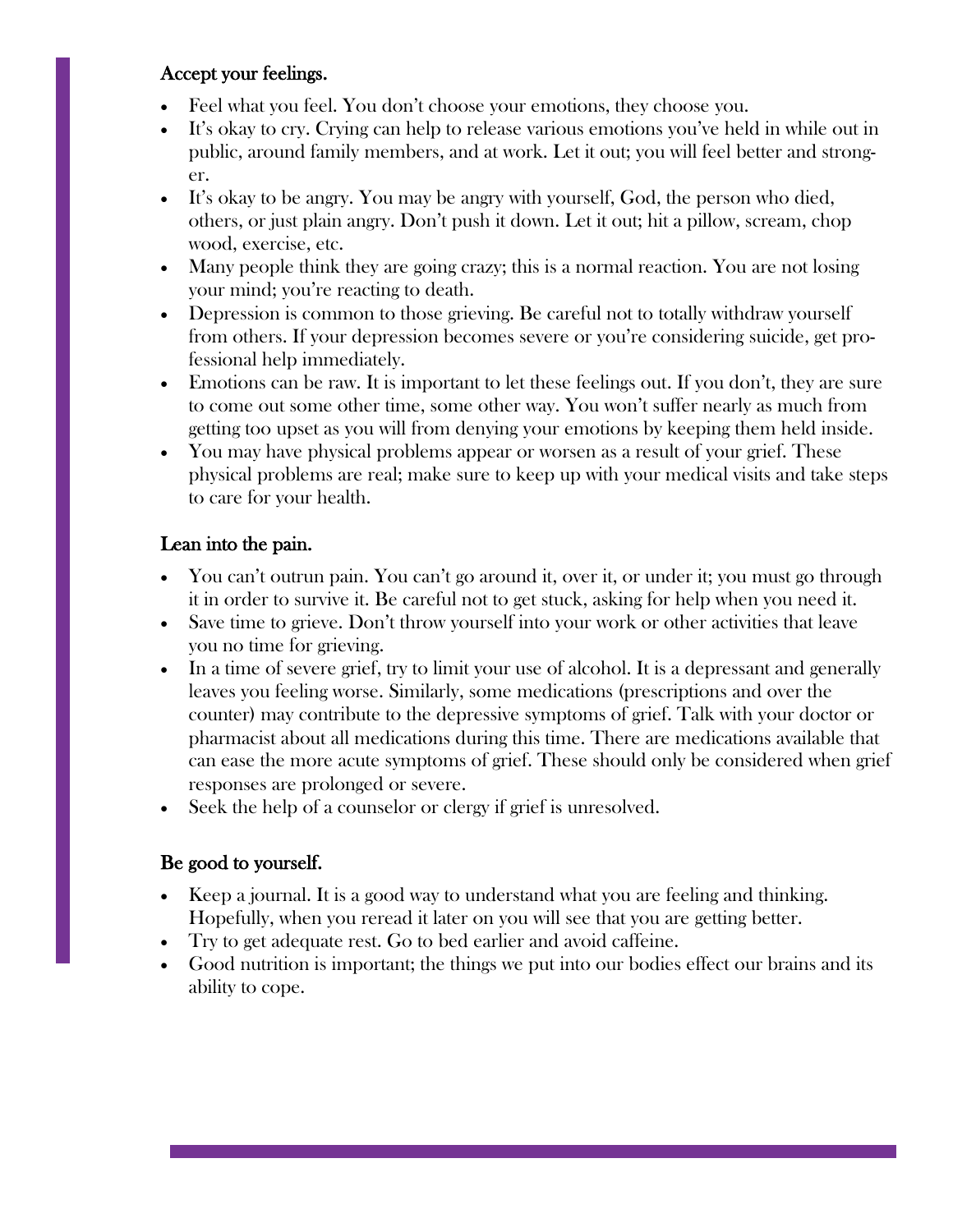### Accept your feelings.

- Feel what you feel. You don't choose your emotions, they choose you.
- It's okay to cry. Crying can help to release various emotions you've held in while out in public, around family members, and at work. Let it out; you will feel better and stronger.
- It's okay to be angry. You may be angry with yourself, God, the person who died, others, or just plain angry. Don't push it down. Let it out; hit a pillow, scream, chop wood, exercise, etc.
- Many people think they are going crazy; this is a normal reaction. You are not losing your mind; you're reacting to death.
- Depression is common to those grieving. Be careful not to totally withdraw yourself from others. If your depression becomes severe or you're considering suicide, get professional help immediately.
- Emotions can be raw. It is important to let these feelings out. If you don't, they are sure to come out some other time, some other way. You won't suffer nearly as much from getting too upset as you will from denying your emotions by keeping them held inside.
- You may have physical problems appear or worsen as a result of your grief. These physical problems are real; make sure to keep up with your medical visits and take steps to care for your health.

### Lean into the pain.

- You can't outrun pain. You can't go around it, over it, or under it; you must go through it in order to survive it. Be careful not to get stuck, asking for help when you need it.
- Save time to grieve. Don't throw yourself into your work or other activities that leave you no time for grieving.
- In a time of severe grief, try to limit your use of alcohol. It is a depressant and generally leaves you feeling worse. Similarly, some medications (prescriptions and over the counter) may contribute to the depressive symptoms of grief. Talk with your doctor or pharmacist about all medications during this time. There are medications available that can ease the more acute symptoms of grief. These should only be considered when grief responses are prolonged or severe.
- Seek the help of a counselor or clergy if grief is unresolved.

### Be good to yourself.

- Keep a journal. It is a good way to understand what you are feeling and thinking. Hopefully, when you reread it later on you will see that you are getting better.
- Try to get adequate rest. Go to bed earlier and avoid caffeine.
- Good nutrition is important; the things we put into our bodies effect our brains and its ability to cope.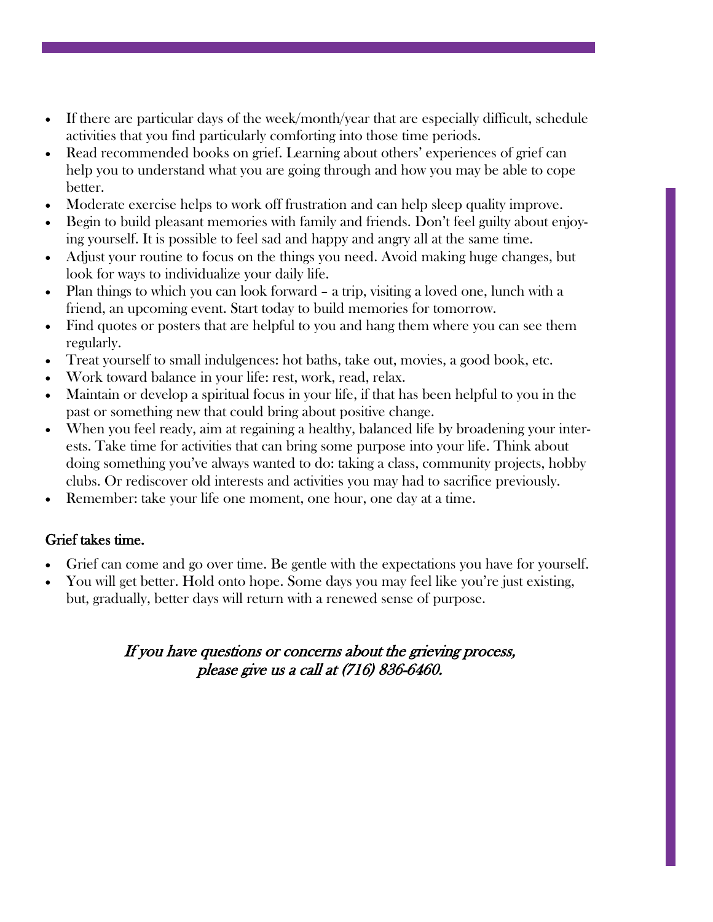- If there are particular days of the week/month/year that are especially difficult, schedule activities that you find particularly comforting into those time periods.
- Read recommended books on grief. Learning about others' experiences of grief can help you to understand what you are going through and how you may be able to cope better.
- Moderate exercise helps to work off frustration and can help sleep quality improve.
- Begin to build pleasant memories with family and friends. Don't feel guilty about enjoying yourself. It is possible to feel sad and happy and angry all at the same time.
- Adjust your routine to focus on the things you need. Avoid making huge changes, but look for ways to individualize your daily life.
- Plan things to which you can look forward – a trip, visiting a loved one, lunch with a friend, an upcoming event. Start today to build memories for tomorrow.
- Find quotes or posters that are helpful to you and hang them where you can see them regularly.
- Treat yourself to small indulgences: hot baths, take out, movies, a good book, etc.
- Work toward balance in your life: rest, work, read, relax.
- Maintain or develop a spiritual focus in your life, if that has been helpful to you in the past or something new that could bring about positive change.
- When you feel ready, aim at regaining a healthy, balanced life by broadening your interests. Take time for activities that can bring some purpose into your life. Think about doing something you've always wanted to do: taking a class, community projects, hobby clubs. Or rediscover old interests and activities you may had to sacrifice previously.
- Remember: take your life one moment, one hour, one day at a time.

### Grief takes time.

- Grief can come and go over time. Be gentle with the expectations you have for yourself.
- You will get better. Hold onto hope. Some days you may feel like you're just existing, but, gradually, better days will return with a renewed sense of purpose.

*If you have questions or concerns about the grieving process, please give us a call at (716) 836-6460.*